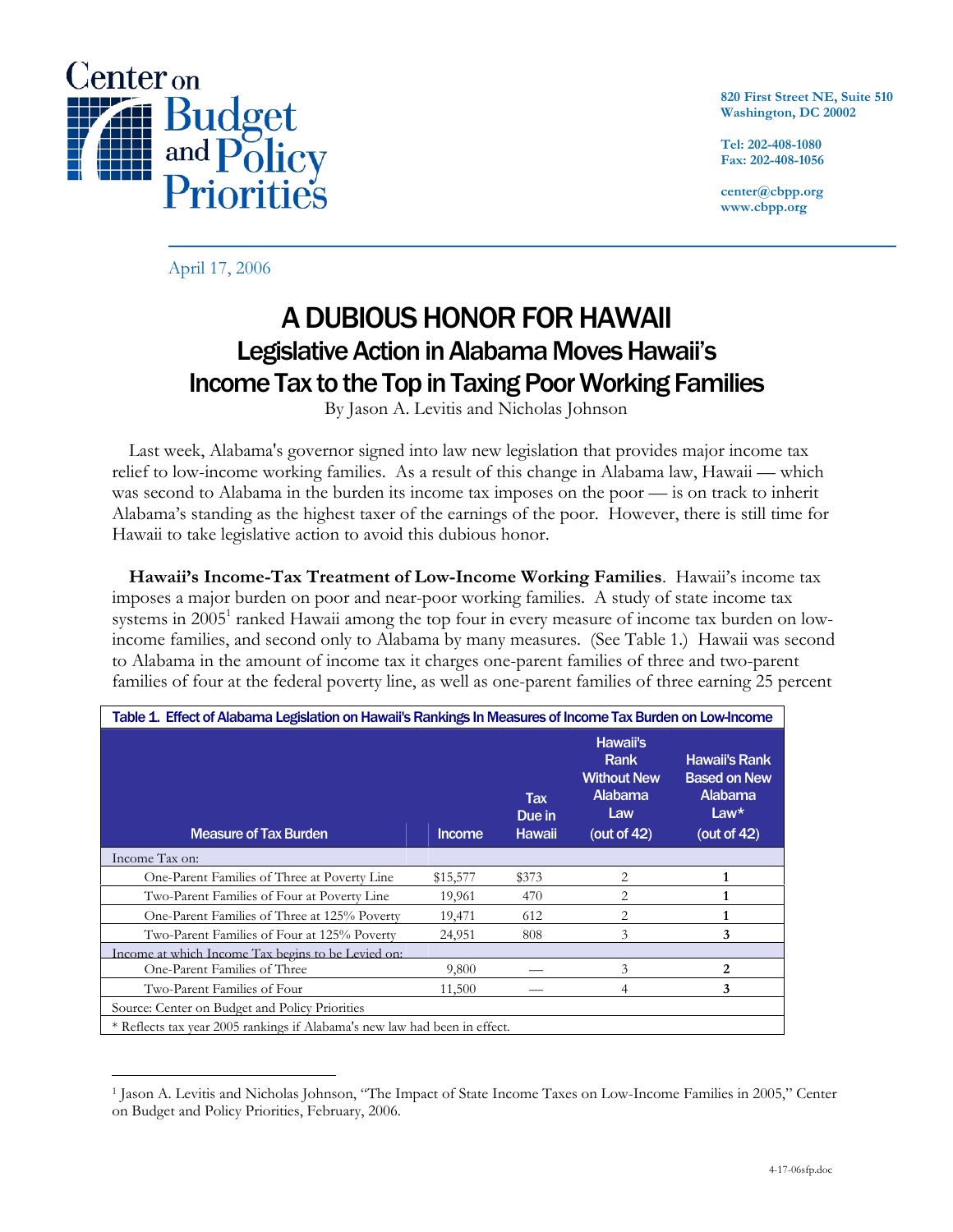April 17, 2006

# A DUBIOUS HONOR FOR HAWAII

## Legislative Action in Alabama Moves Hawaii's Income Tax to the Top in Taxing Poor Working Families

By Jason A. Levitis and Nicholas Johnson

Last week, Alabama's governor signed into law new legislation that provides major income tax relief to low-income working families. As a result of this change in Alabama law, Hawaii — which was second to Alabama in the burden its income tax imposes on the poor — is on track to inherit Alabama's standing as the highest taxer of the earnings of the poor. However, there is still time for Hawaii to take legislative action to avoid this dubious honor.

**Hawaii's Income-Tax Treatment of Low-Income Working Families**. Hawaii's income tax imposes a major burden on poor and near-poor working families. A study of state income tax systems in 2005[1] ranked Hawaii among the top four in every measure of income tax burden on low-income families, and second only to Alabama by many measures. (See Table 1.) Hawaii was second to Alabama in the amount of income tax it charges one-parent families of three and two-parent families of four at the federal poverty line, as well as one-parent families of three earning 25 percent

**Table 1. Effect of Alabama Legislation on Hawaii's Rankings In Measures of Income Tax Burden on Low-Income**

| Measure of Tax Burden | Income | Tax Due in Hawaii | Hawaii's Rank Without New Alabama Law (out of 42) | Hawaii's Rank Based on New Alabama Law* (out of 42) |
|---|---|---|---|---|
| Income Tax on: | | | | |
| One-Parent Families of Three at Poverty Line | $15,577 | $373 | 2 | **1** |
| Two-Parent Families of Four at Poverty Line | 19,961 | 470 | 2 | **1** |
| One-Parent Families of Three at 125% Poverty | 19,471 | 612 | 2 | **1** |
| Two-Parent Families of Four at 125% Poverty | 24,951 | 808 | 3 | **3** |
| Income at which Income Tax begins to be Levied on: | | | | |
| One-Parent Families of Three | 9,800 | — | 3 | **2** |
| Two-Parent Families of Four | 11,500 | — | 4 | **3** |
| Source: Center on Budget and Policy Priorities | | | | |
| * Reflects tax year 2005 rankings if Alabama's new law had been in effect. | | | | |

[1] Jason A. Levitis and Nicholas Johnson, "The Impact of State Income Taxes on Low-Income Families in 2005," Center on Budget and Policy Priorities, February, 2006.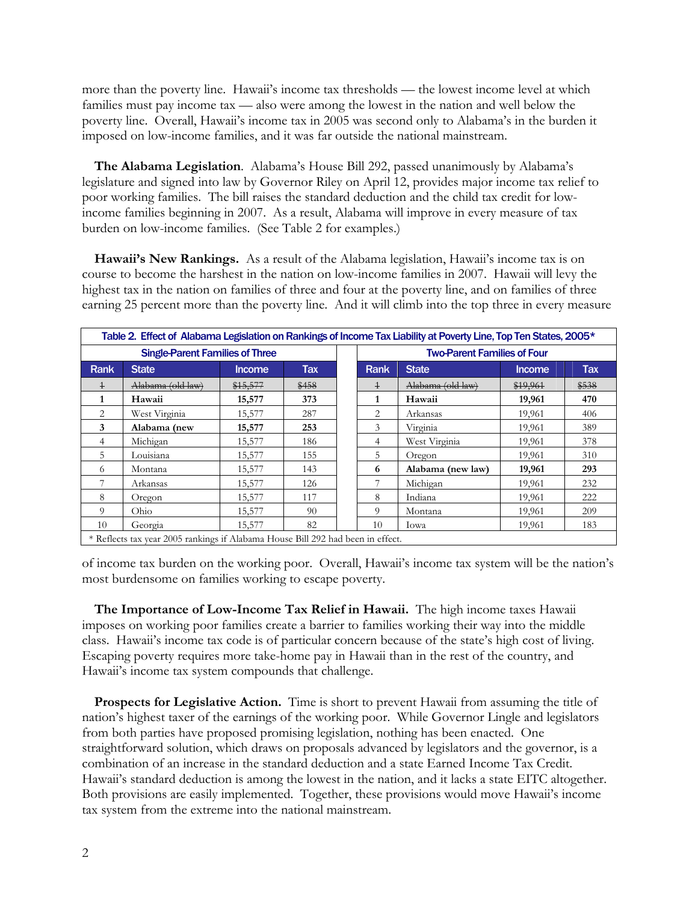more than the poverty line. Hawaii's income tax thresholds — the lowest income level at which families must pay income tax — also were among the lowest in the nation and well below the poverty line. Overall, Hawaii's income tax in 2005 was second only to Alabama's in the burden it imposed on low-income families, and it was far outside the national mainstream.

**The Alabama Legislation**. Alabama's House Bill 292, passed unanimously by Alabama's legislature and signed into law by Governor Riley on April 12, provides major income tax relief to poor working families. The bill raises the standard deduction and the child tax credit for low-income families beginning in 2007. As a result, Alabama will improve in every measure of tax burden on low-income families. (See Table 2 for examples.)

**Hawaii's New Rankings.** As a result of the Alabama legislation, Hawaii's income tax is on course to become the harshest in the nation on low-income families in 2007. Hawaii will levy the highest tax in the nation on families of three and four at the poverty line, and on families of three earning 25 percent more than the poverty line. And it will climb into the top three in every measure of income tax burden on the working poor. Overall, Hawaii's income tax system will be the nation's most burdensome on families working to escape poverty.

Table 2. Effect of Alabama Legislation on Rankings of Income Tax Liability at Poverty Line, Top Ten States, 2005*

| Single-Parent Families of Three | | | | Two-Parent Families of Four | | | |
|---|---|---|---|---|---|---|---|
| Rank | State | Income | Tax | Rank | State | Income | Tax |
| ~~1~~ | ~~Alabama (old law)~~ | ~~$15,577~~ | ~~$458~~ | ~~1~~ | ~~Alabama (old law)~~ | ~~$19,961~~ | ~~$538~~ |
| **1** | **Hawaii** | **15,577** | **373** | **1** | **Hawaii** | **19,961** | **470** |
| 2 | West Virginia | 15,577 | 287 | 2 | Arkansas | 19,961 | 406 |
| **3** | **Alabama (new** | **15,577** | **253** | 3 | Virginia | 19,961 | 389 |
| 4 | Michigan | 15,577 | 186 | 4 | West Virginia | 19,961 | 378 |
| 5 | Louisiana | 15,577 | 155 | 5 | Oregon | 19,961 | 310 |
| 6 | Montana | 15,577 | 143 | **6** | **Alabama (new law)** | **19,961** | **293** |
| 7 | Arkansas | 15,577 | 126 | 7 | Michigan | 19,961 | 232 |
| 8 | Oregon | 15,577 | 117 | 8 | Indiana | 19,961 | 222 |
| 9 | Ohio | 15,577 | 90 | 9 | Montana | 19,961 | 209 |
| 10 | Georgia | 15,577 | 82 | 10 | Iowa | 19,961 | 183 |

\* Reflects tax year 2005 rankings if Alabama House Bill 292 had been in effect.

**The Importance of Low-Income Tax Relief in Hawaii.** The high income taxes Hawaii imposes on working poor families create a barrier to families working their way into the middle class. Hawaii's income tax code is of particular concern because of the state's high cost of living. Escaping poverty requires more take-home pay in Hawaii than in the rest of the country, and Hawaii's income tax system compounds that challenge.

**Prospects for Legislative Action.** Time is short to prevent Hawaii from assuming the title of nation's highest taxer of the earnings of the working poor. While Governor Lingle and legislators from both parties have proposed promising legislation, nothing has been enacted. One straightforward solution, which draws on proposals advanced by legislators and the governor, is a combination of an increase in the standard deduction and a state Earned Income Tax Credit. Hawaii's standard deduction is among the lowest in the nation, and it lacks a state EITC altogether. Both provisions are easily implemented. Together, these provisions would move Hawaii's income tax system from the extreme into the national mainstream.